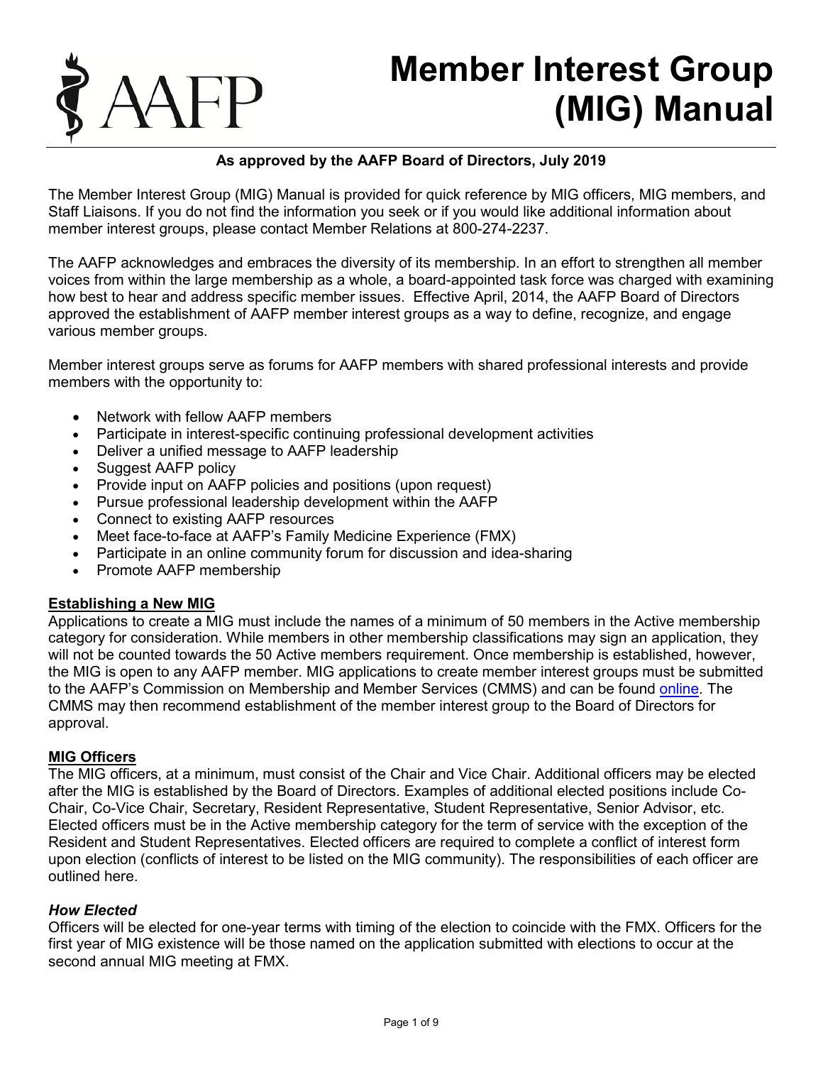# Member Interest Group (MIG) Manual

**As approved by the AAFP Board of Directors, July 2019**

The Member Interest Group (MIG) Manual is provided for quick reference by MIG officers, MIG members, and Staff Liaisons. If you do not find the information you seek or if you would like additional information about member interest groups, please contact Member Relations at 800-274-2237.

The AAFP acknowledges and embraces the diversity of its membership. In an effort to strengthen all member voices from within the large membership as a whole, a board-appointed task force was charged with examining how best to hear and address specific member issues. Effective April, 2014, the AAFP Board of Directors approved the establishment of AAFP member interest groups as a way to define, recognize, and engage various member groups.

Member interest groups serve as forums for AAFP members with shared professional interests and provide members with the opportunity to:

- Network with fellow AAFP members
- Participate in interest-specific continuing professional development activities
- Deliver a unified message to AAFP leadership
- Suggest AAFP policy
- Provide input on AAFP policies and positions (upon request)
- Pursue professional leadership development within the AAFP
- Connect to existing AAFP resources
- Meet face-to-face at AAFP's Family Medicine Experience (FMX)
- Participate in an online community forum for discussion and idea-sharing
- Promote AAFP membership

## Establishing a New MIG

Applications to create a MIG must include the names of a minimum of 50 members in the Active membership category for consideration. While members in other membership classifications may sign an application, they will not be counted towards the 50 Active members requirement. Once membership is established, however, the MIG is open to any AAFP member. MIG applications to create member interest groups must be submitted to the AAFP's Commission on Membership and Member Services (CMMS) and can be found online. The CMMS may then recommend establishment of the member interest group to the Board of Directors for approval.

## MIG Officers

The MIG officers, at a minimum, must consist of the Chair and Vice Chair. Additional officers may be elected after the MIG is established by the Board of Directors. Examples of additional elected positions include Co-Chair, Co-Vice Chair, Secretary, Resident Representative, Student Representative, Senior Advisor, etc. Elected officers must be in the Active membership category for the term of service with the exception of the Resident and Student Representatives. Elected officers are required to complete a conflict of interest form upon election (conflicts of interest to be listed on the MIG community). The responsibilities of each officer are outlined here.

### *How Elected*

Officers will be elected for one-year terms with timing of the election to coincide with the FMX. Officers for the first year of MIG existence will be those named on the application submitted with elections to occur at the second annual MIG meeting at FMX.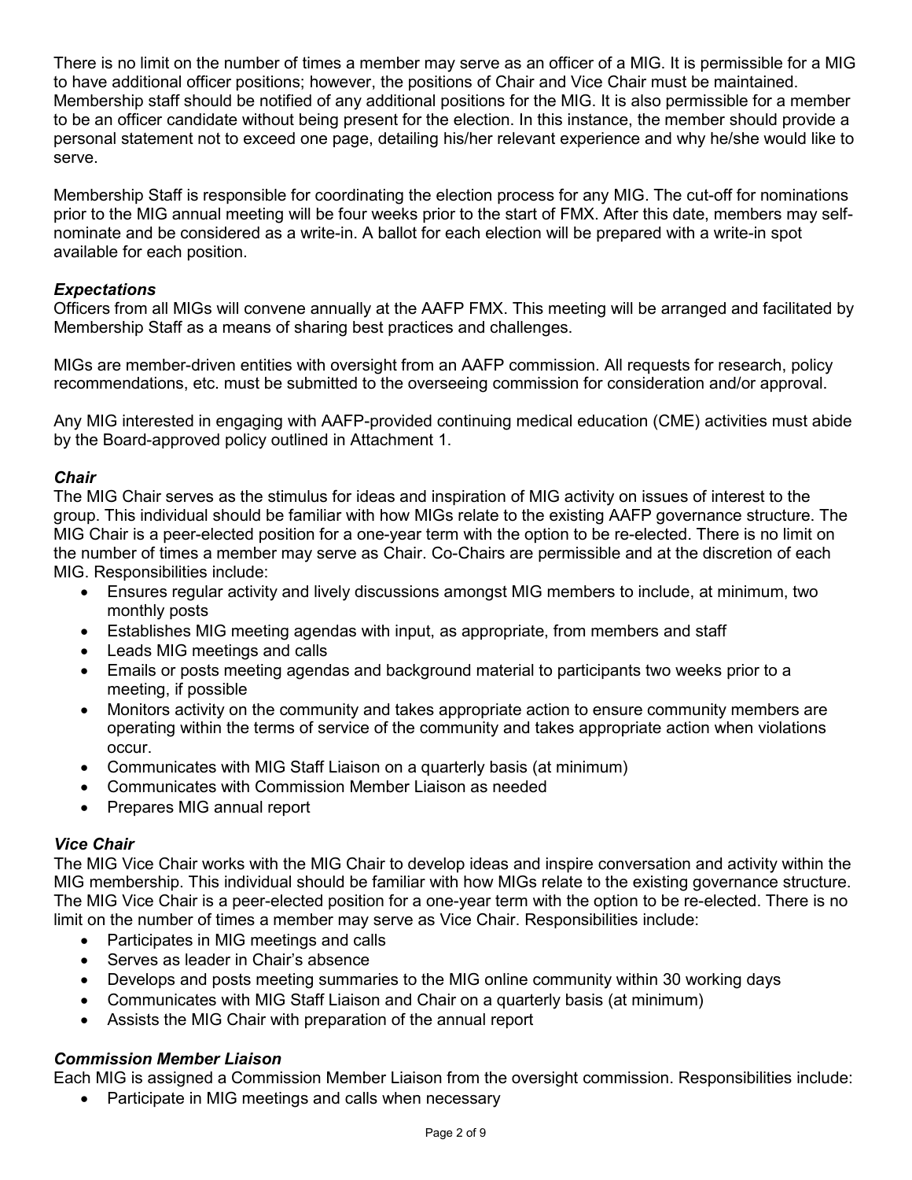There is no limit on the number of times a member may serve as an officer of a MIG. It is permissible for a MIG to have additional officer positions; however, the positions of Chair and Vice Chair must be maintained. Membership staff should be notified of any additional positions for the MIG. It is also permissible for a member to be an officer candidate without being present for the election. In this instance, the member should provide a personal statement not to exceed one page, detailing his/her relevant experience and why he/she would like to serve.

Membership Staff is responsible for coordinating the election process for any MIG. The cut-off for nominations prior to the MIG annual meeting will be four weeks prior to the start of FMX. After this date, members may self-nominate and be considered as a write-in. A ballot for each election will be prepared with a write-in spot available for each position.

### *Expectations*

Officers from all MIGs will convene annually at the AAFP FMX. This meeting will be arranged and facilitated by Membership Staff as a means of sharing best practices and challenges.

MIGs are member-driven entities with oversight from an AAFP commission. All requests for research, policy recommendations, etc. must be submitted to the overseeing commission for consideration and/or approval.

Any MIG interested in engaging with AAFP-provided continuing medical education (CME) activities must abide by the Board-approved policy outlined in Attachment 1.

### *Chair*

The MIG Chair serves as the stimulus for ideas and inspiration of MIG activity on issues of interest to the group. This individual should be familiar with how MIGs relate to the existing AAFP governance structure. The MIG Chair is a peer-elected position for a one-year term with the option to be re-elected. There is no limit on the number of times a member may serve as Chair. Co-Chairs are permissible and at the discretion of each MIG. Responsibilities include:

- Ensures regular activity and lively discussions amongst MIG members to include, at minimum, two monthly posts
- Establishes MIG meeting agendas with input, as appropriate, from members and staff
- Leads MIG meetings and calls
- Emails or posts meeting agendas and background material to participants two weeks prior to a meeting, if possible
- Monitors activity on the community and takes appropriate action to ensure community members are operating within the terms of service of the community and takes appropriate action when violations occur.
- Communicates with MIG Staff Liaison on a quarterly basis (at minimum)
- Communicates with Commission Member Liaison as needed
- Prepares MIG annual report

### *Vice Chair*

The MIG Vice Chair works with the MIG Chair to develop ideas and inspire conversation and activity within the MIG membership. This individual should be familiar with how MIGs relate to the existing governance structure. The MIG Vice Chair is a peer-elected position for a one-year term with the option to be re-elected. There is no limit on the number of times a member may serve as Vice Chair. Responsibilities include:

- Participates in MIG meetings and calls
- Serves as leader in Chair's absence
- Develops and posts meeting summaries to the MIG online community within 30 working days
- Communicates with MIG Staff Liaison and Chair on a quarterly basis (at minimum)
- Assists the MIG Chair with preparation of the annual report

### *Commission Member Liaison*

Each MIG is assigned a Commission Member Liaison from the oversight commission. Responsibilities include:

- Participate in MIG meetings and calls when necessary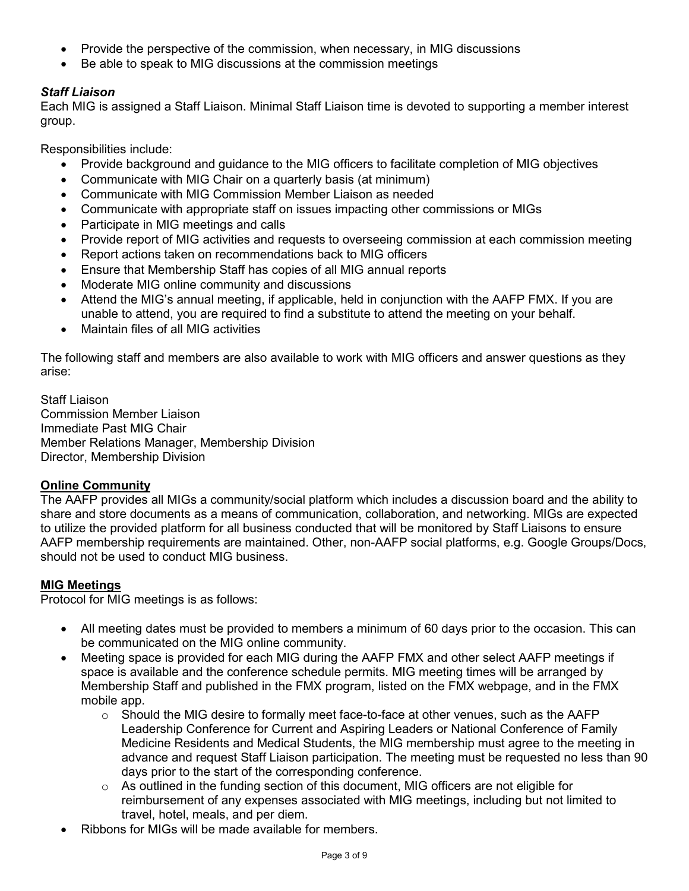- Provide the perspective of the commission, when necessary, in MIG discussions
- Be able to speak to MIG discussions at the commission meetings

### *Staff Liaison*

Each MIG is assigned a Staff Liaison. Minimal Staff Liaison time is devoted to supporting a member interest group.

Responsibilities include:

- Provide background and guidance to the MIG officers to facilitate completion of MIG objectives
- Communicate with MIG Chair on a quarterly basis (at minimum)
- Communicate with MIG Commission Member Liaison as needed
- Communicate with appropriate staff on issues impacting other commissions or MIGs
- Participate in MIG meetings and calls
- Provide report of MIG activities and requests to overseeing commission at each commission meeting
- Report actions taken on recommendations back to MIG officers
- Ensure that Membership Staff has copies of all MIG annual reports
- Moderate MIG online community and discussions
- Attend the MIG's annual meeting, if applicable, held in conjunction with the AAFP FMX. If you are unable to attend, you are required to find a substitute to attend the meeting on your behalf.
- Maintain files of all MIG activities

The following staff and members are also available to work with MIG officers and answer questions as they arise:

Staff Liaison
Commission Member Liaison
Immediate Past MIG Chair
Member Relations Manager, Membership Division
Director, Membership Division

## <u>Online Community</u>

The AAFP provides all MIGs a community/social platform which includes a discussion board and the ability to share and store documents as a means of communication, collaboration, and networking. MIGs are expected to utilize the provided platform for all business conducted that will be monitored by Staff Liaisons to ensure AAFP membership requirements are maintained. Other, non-AAFP social platforms, e.g. Google Groups/Docs, should not be used to conduct MIG business.

## <u>MIG Meetings</u>

Protocol for MIG meetings is as follows:

- All meeting dates must be provided to members a minimum of 60 days prior to the occasion. This can be communicated on the MIG online community.
- Meeting space is provided for each MIG during the AAFP FMX and other select AAFP meetings if space is available and the conference schedule permits. MIG meeting times will be arranged by Membership Staff and published in the FMX program, listed on the FMX webpage, and in the FMX mobile app.
    - Should the MIG desire to formally meet face-to-face at other venues, such as the AAFP Leadership Conference for Current and Aspiring Leaders or National Conference of Family Medicine Residents and Medical Students, the MIG membership must agree to the meeting in advance and request Staff Liaison participation. The meeting must be requested no less than 90 days prior to the start of the corresponding conference.
    - As outlined in the funding section of this document, MIG officers are not eligible for reimbursement of any expenses associated with MIG meetings, including but not limited to travel, hotel, meals, and per diem.
- Ribbons for MIGs will be made available for members.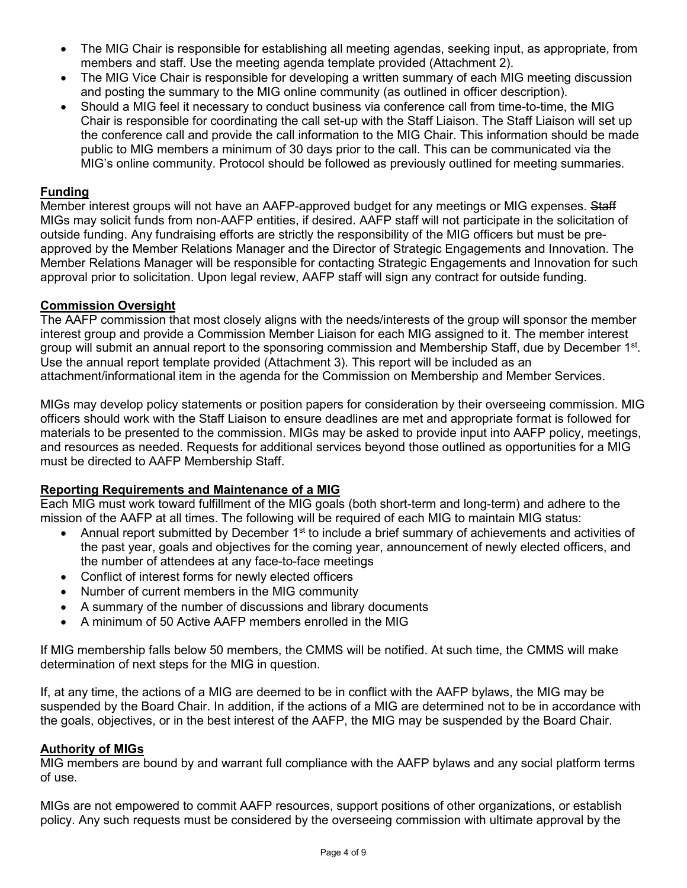- The MIG Chair is responsible for establishing all meeting agendas, seeking input, as appropriate, from members and staff. Use the meeting agenda template provided (Attachment 2).
- The MIG Vice Chair is responsible for developing a written summary of each MIG meeting discussion and posting the summary to the MIG online community (as outlined in officer description).
- Should a MIG feel it necessary to conduct business via conference call from time-to-time, the MIG Chair is responsible for coordinating the call set-up with the Staff Liaison. The Staff Liaison will set up the conference call and provide the call information to the MIG Chair. This information should be made public to MIG members a minimum of 30 days prior to the call. This can be communicated via the MIG's online community. Protocol should be followed as previously outlined for meeting summaries.

**Funding**

Member interest groups will not have an AAFP-approved budget for any meetings or MIG expenses. ~~Staff~~ MIGs may solicit funds from non-AAFP entities, if desired. AAFP staff will not participate in the solicitation of outside funding. Any fundraising efforts are strictly the responsibility of the MIG officers but must be pre-approved by the Member Relations Manager and the Director of Strategic Engagements and Innovation. The Member Relations Manager will be responsible for contacting Strategic Engagements and Innovation for such approval prior to solicitation. Upon legal review, AAFP staff will sign any contract for outside funding.

**Commission Oversight**

The AAFP commission that most closely aligns with the needs/interests of the group will sponsor the member interest group and provide a Commission Member Liaison for each MIG assigned to it. The member interest group will submit an annual report to the sponsoring commission and Membership Staff, due by December 1st. Use the annual report template provided (Attachment 3). This report will be included as an attachment/informational item in the agenda for the Commission on Membership and Member Services.

MIGs may develop policy statements or position papers for consideration by their overseeing commission. MIG officers should work with the Staff Liaison to ensure deadlines are met and appropriate format is followed for materials to be presented to the commission. MIGs may be asked to provide input into AAFP policy, meetings, and resources as needed. Requests for additional services beyond those outlined as opportunities for a MIG must be directed to AAFP Membership Staff.

**Reporting Requirements and Maintenance of a MIG**

Each MIG must work toward fulfillment of the MIG goals (both short-term and long-term) and adhere to the mission of the AAFP at all times. The following will be required of each MIG to maintain MIG status:

- Annual report submitted by December 1st to include a brief summary of achievements and activities of the past year, goals and objectives for the coming year, announcement of newly elected officers, and the number of attendees at any face-to-face meetings
- Conflict of interest forms for newly elected officers
- Number of current members in the MIG community
- A summary of the number of discussions and library documents
- A minimum of 50 Active AAFP members enrolled in the MIG

If MIG membership falls below 50 members, the CMMS will be notified. At such time, the CMMS will make determination of next steps for the MIG in question.

If, at any time, the actions of a MIG are deemed to be in conflict with the AAFP bylaws, the MIG may be suspended by the Board Chair. In addition, if the actions of a MIG are determined not to be in accordance with the goals, objectives, or in the best interest of the AAFP, the MIG may be suspended by the Board Chair.

**Authority of MIGs**

MIG members are bound by and warrant full compliance with the AAFP bylaws and any social platform terms of use.

MIGs are not empowered to commit AAFP resources, support positions of other organizations, or establish policy. Any such requests must be considered by the overseeing commission with ultimate approval by the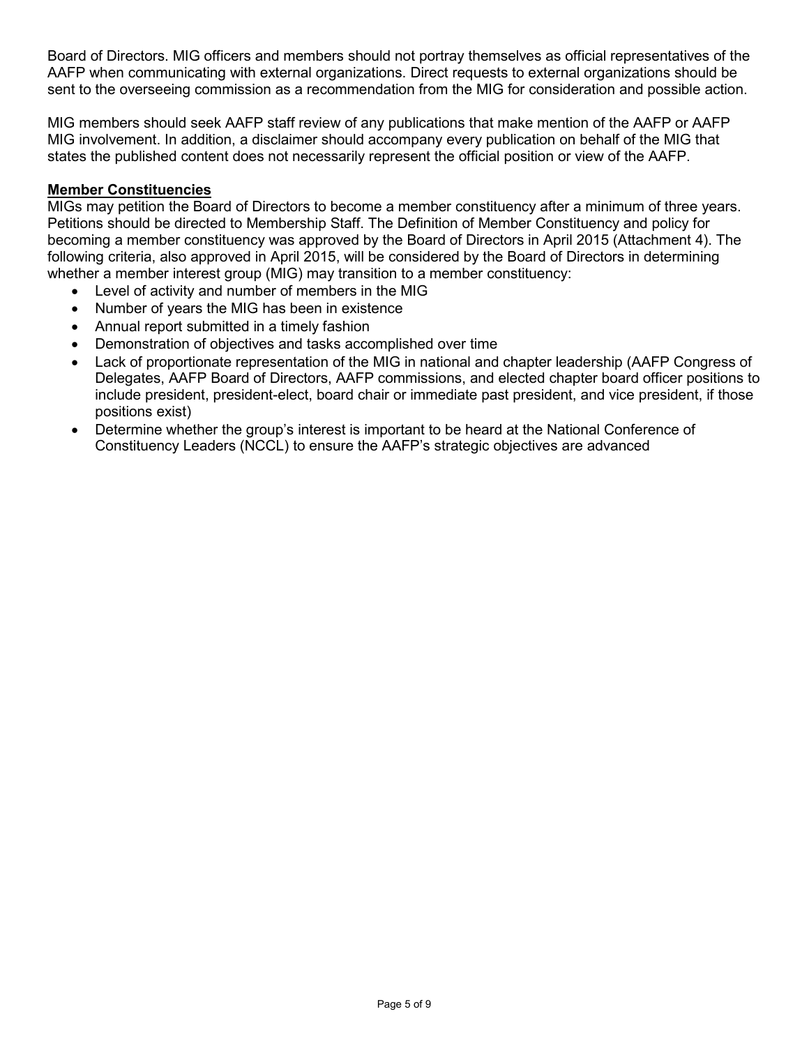Board of Directors. MIG officers and members should not portray themselves as official representatives of the AAFP when communicating with external organizations. Direct requests to external organizations should be sent to the overseeing commission as a recommendation from the MIG for consideration and possible action.

MIG members should seek AAFP staff review of any publications that make mention of the AAFP or AAFP MIG involvement. In addition, a disclaimer should accompany every publication on behalf of the MIG that states the published content does not necessarily represent the official position or view of the AAFP.

**Member Constituencies**

MIGs may petition the Board of Directors to become a member constituency after a minimum of three years. Petitions should be directed to Membership Staff. The Definition of Member Constituency and policy for becoming a member constituency was approved by the Board of Directors in April 2015 (Attachment 4). The following criteria, also approved in April 2015, will be considered by the Board of Directors in determining whether a member interest group (MIG) may transition to a member constituency:

- Level of activity and number of members in the MIG
- Number of years the MIG has been in existence
- Annual report submitted in a timely fashion
- Demonstration of objectives and tasks accomplished over time
- Lack of proportionate representation of the MIG in national and chapter leadership (AAFP Congress of Delegates, AAFP Board of Directors, AAFP commissions, and elected chapter board officer positions to include president, president-elect, board chair or immediate past president, and vice president, if those positions exist)
- Determine whether the group's interest is important to be heard at the National Conference of Constituency Leaders (NCCL) to ensure the AAFP's strategic objectives are advanced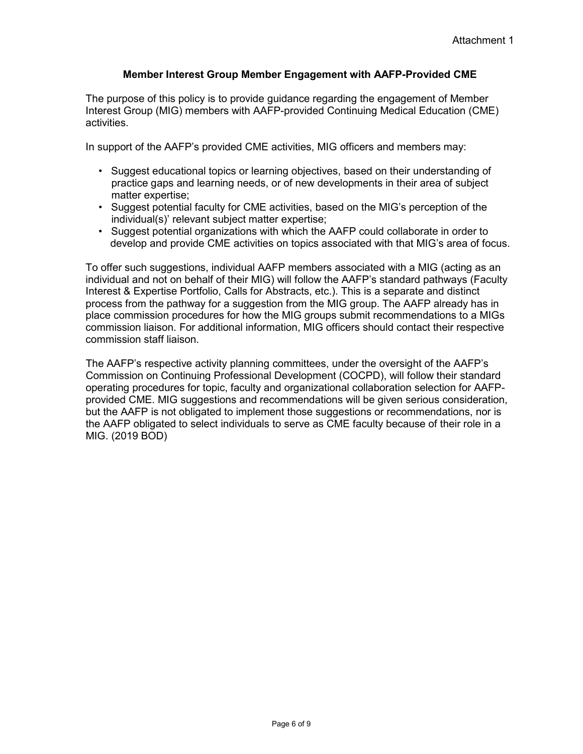Attachment 1

## Member Interest Group Member Engagement with AAFP-Provided CME

The purpose of this policy is to provide guidance regarding the engagement of Member Interest Group (MIG) members with AAFP-provided Continuing Medical Education (CME) activities.

In support of the AAFP's provided CME activities, MIG officers and members may:

- Suggest educational topics or learning objectives, based on their understanding of practice gaps and learning needs, or of new developments in their area of subject matter expertise;
- Suggest potential faculty for CME activities, based on the MIG's perception of the individual(s)' relevant subject matter expertise;
- Suggest potential organizations with which the AAFP could collaborate in order to develop and provide CME activities on topics associated with that MIG's area of focus.

To offer such suggestions, individual AAFP members associated with a MIG (acting as an individual and not on behalf of their MIG) will follow the AAFP's standard pathways (Faculty Interest & Expertise Portfolio, Calls for Abstracts, etc.). This is a separate and distinct process from the pathway for a suggestion from the MIG group. The AAFP already has in place commission procedures for how the MIG groups submit recommendations to a MIGs commission liaison. For additional information, MIG officers should contact their respective commission staff liaison.

The AAFP's respective activity planning committees, under the oversight of the AAFP's Commission on Continuing Professional Development (COCPD), will follow their standard operating procedures for topic, faculty and organizational collaboration selection for AAFP-provided CME. MIG suggestions and recommendations will be given serious consideration, but the AAFP is not obligated to implement those suggestions or recommendations, nor is the AAFP obligated to select individuals to serve as CME faculty because of their role in a MIG. (2019 BOD)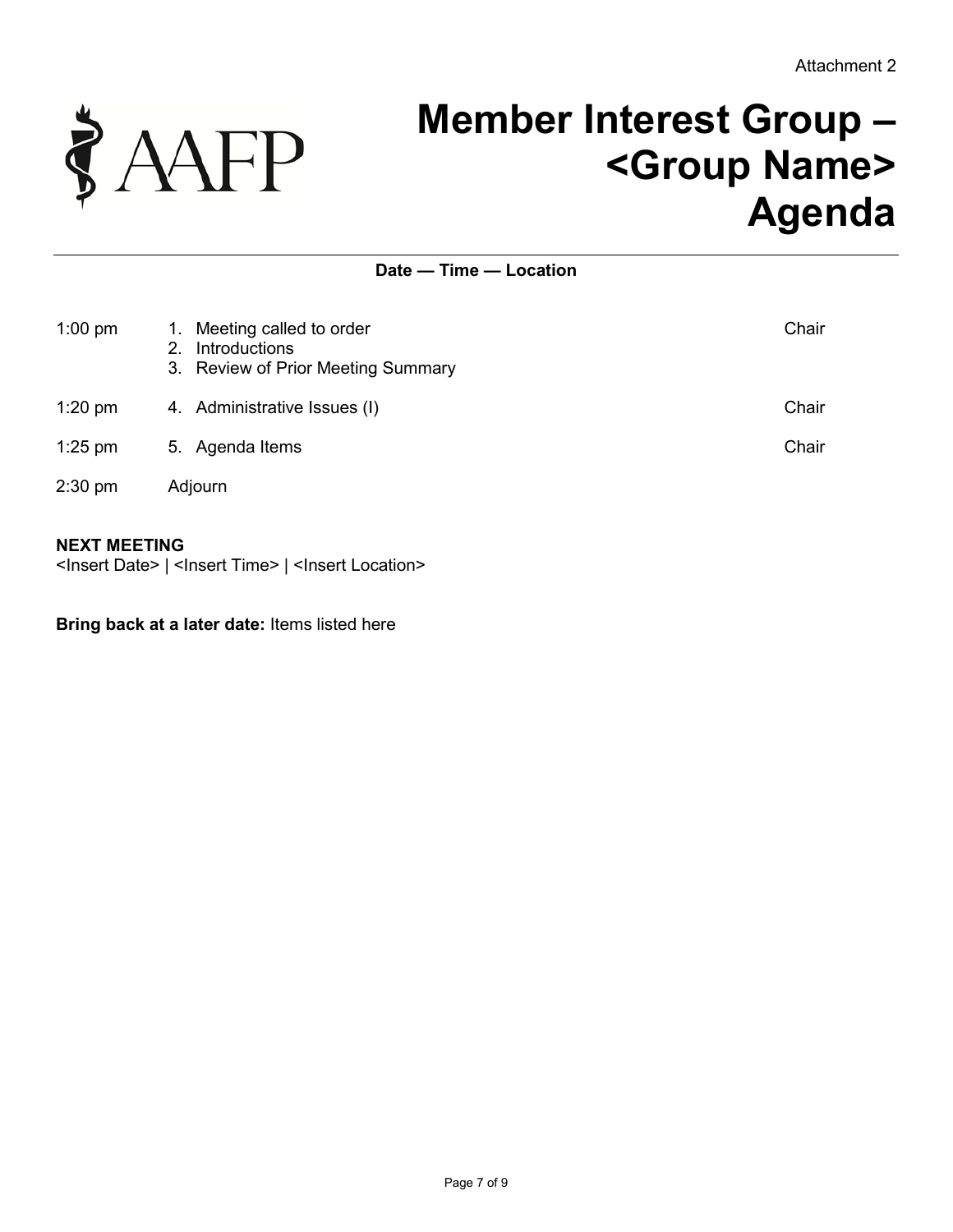Attachment 2

AAFP

# Member Interest Group – <Group Name> Agenda

**Date — Time — Location**

| Time | Item | Lead |
|---|---|---|
| 1:00 pm | 1. Meeting called to order<br>2. Introductions<br>3. Review of Prior Meeting Summary | Chair |
| 1:20 pm | 4. Administrative Issues (I) | Chair |
| 1:25 pm | 5. Agenda Items | Chair |
| 2:30 pm | Adjourn | |

**NEXT MEETING**
<Insert Date> | <Insert Time> | <Insert Location>

**Bring back at a later date:** Items listed here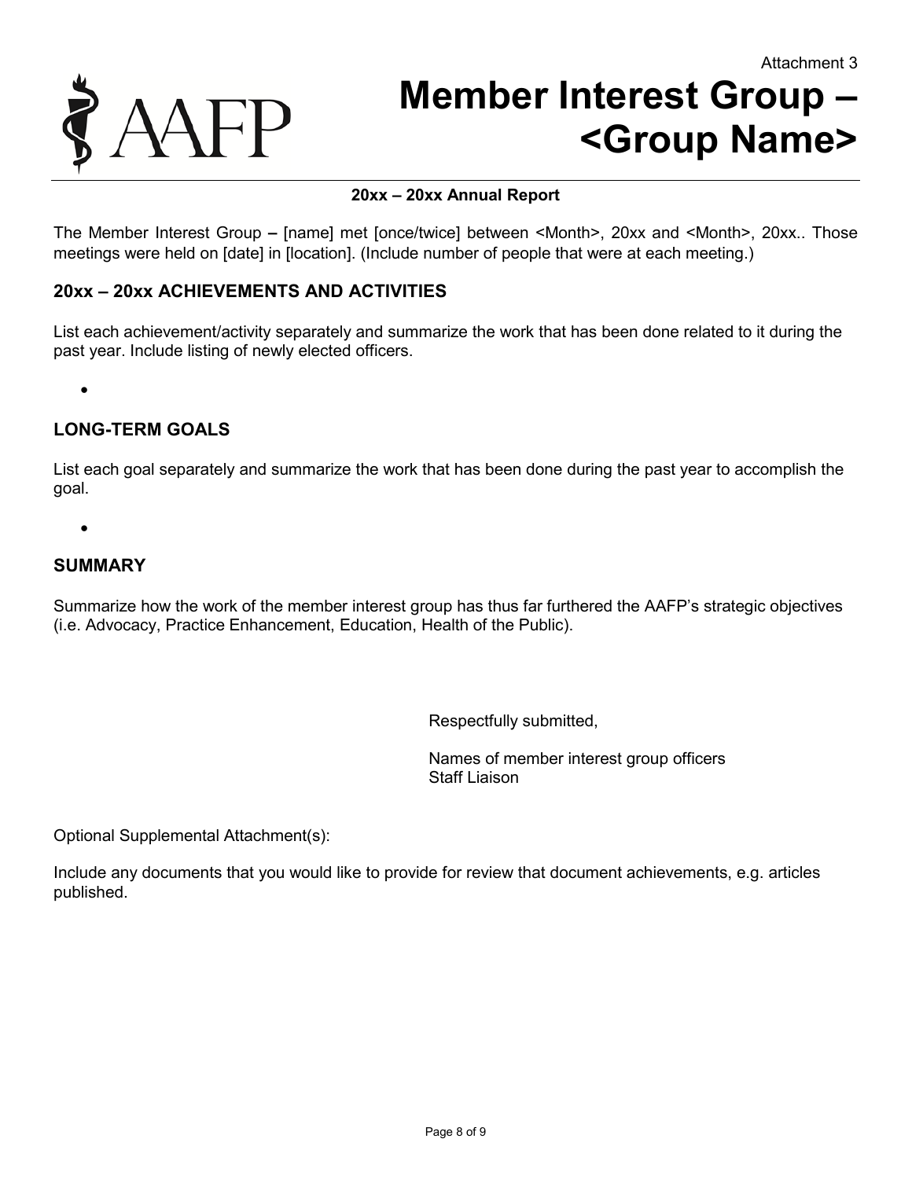Attachment 3

AAFP

# Member Interest Group – <Group Name>

**20xx – 20xx Annual Report**

The Member Interest Group **–** [name] met [once/twice] between <Month>, 20xx and <Month>, 20xx.. Those meetings were held on [date] in [location]. (Include number of people that were at each meeting.)

## 20xx – 20xx ACHIEVEMENTS AND ACTIVITIES

List each achievement/activity separately and summarize the work that has been done related to it during the past year. Include listing of newly elected officers.

- 

## LONG-TERM GOALS

List each goal separately and summarize the work that has been done during the past year to accomplish the goal.

- 

## SUMMARY

Summarize how the work of the member interest group has thus far furthered the AAFP's strategic objectives (i.e. Advocacy, Practice Enhancement, Education, Health of the Public).

Respectfully submitted,

Names of member interest group officers
Staff Liaison

Optional Supplemental Attachment(s):

Include any documents that you would like to provide for review that document achievements, e.g. articles published.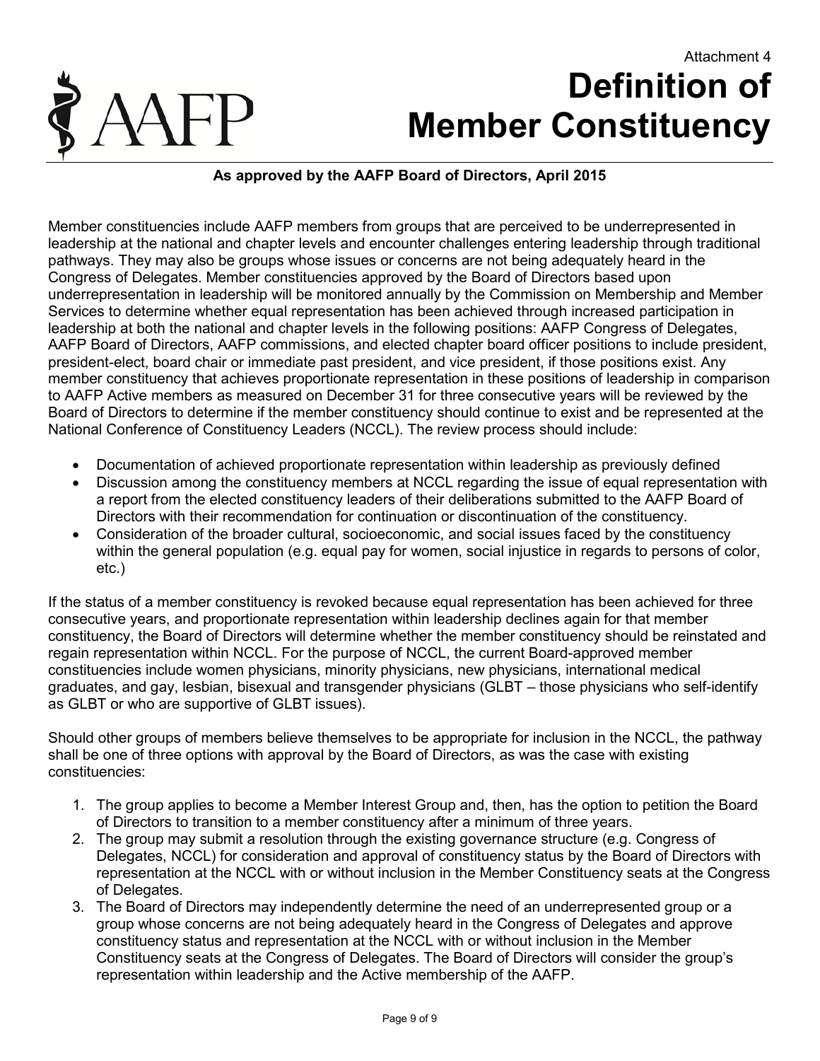Attachment 4

# Definition of Member Constituency

**As approved by the AAFP Board of Directors, April 2015**

Member constituencies include AAFP members from groups that are perceived to be underrepresented in leadership at the national and chapter levels and encounter challenges entering leadership through traditional pathways. They may also be groups whose issues or concerns are not being adequately heard in the Congress of Delegates. Member constituencies approved by the Board of Directors based upon underrepresentation in leadership will be monitored annually by the Commission on Membership and Member Services to determine whether equal representation has been achieved through increased participation in leadership at both the national and chapter levels in the following positions: AAFP Congress of Delegates, AAFP Board of Directors, AAFP commissions, and elected chapter board officer positions to include president, president-elect, board chair or immediate past president, and vice president, if those positions exist. Any member constituency that achieves proportionate representation in these positions of leadership in comparison to AAFP Active members as measured on December 31 for three consecutive years will be reviewed by the Board of Directors to determine if the member constituency should continue to exist and be represented at the National Conference of Constituency Leaders (NCCL). The review process should include:

- Documentation of achieved proportionate representation within leadership as previously defined
- Discussion among the constituency members at NCCL regarding the issue of equal representation with a report from the elected constituency leaders of their deliberations submitted to the AAFP Board of Directors with their recommendation for continuation or discontinuation of the constituency.
- Consideration of the broader cultural, socioeconomic, and social issues faced by the constituency within the general population (e.g. equal pay for women, social injustice in regards to persons of color, etc.)

If the status of a member constituency is revoked because equal representation has been achieved for three consecutive years, and proportionate representation within leadership declines again for that member constituency, the Board of Directors will determine whether the member constituency should be reinstated and regain representation within NCCL. For the purpose of NCCL, the current Board-approved member constituencies include women physicians, minority physicians, new physicians, international medical graduates, and gay, lesbian, bisexual and transgender physicians (GLBT – those physicians who self-identify as GLBT or who are supportive of GLBT issues).

Should other groups of members believe themselves to be appropriate for inclusion in the NCCL, the pathway shall be one of three options with approval by the Board of Directors, as was the case with existing constituencies:

1. The group applies to become a Member Interest Group and, then, has the option to petition the Board of Directors to transition to a member constituency after a minimum of three years.
2. The group may submit a resolution through the existing governance structure (e.g. Congress of Delegates, NCCL) for consideration and approval of constituency status by the Board of Directors with representation at the NCCL with or without inclusion in the Member Constituency seats at the Congress of Delegates.
3. The Board of Directors may independently determine the need of an underrepresented group or a group whose concerns are not being adequately heard in the Congress of Delegates and approve constituency status and representation at the NCCL with or without inclusion in the Member Constituency seats at the Congress of Delegates. The Board of Directors will consider the group's representation within leadership and the Active membership of the AAFP.